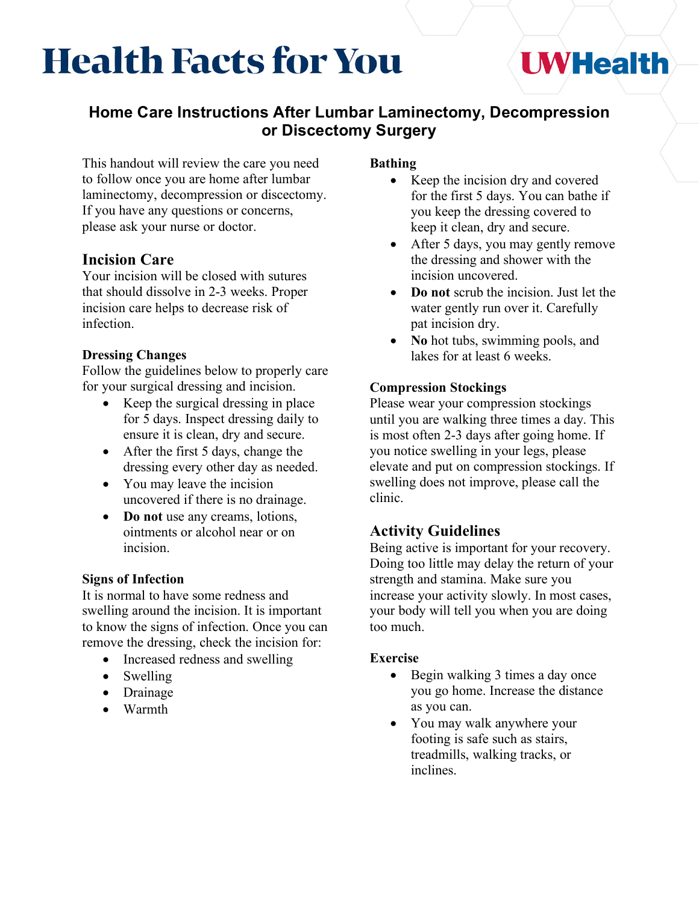# Health Facts for You

UW Health

## Home Care Instructions After Lumbar Laminectomy, Decompression or Discectomy Surgery

This handout will review the care you need to follow once you are home after lumbar laminectomy, decompression or discectomy. If you have any questions or concerns, please ask your nurse or doctor.

## Incision Care

Your incision will be closed with sutures that should dissolve in 2-3 weeks. Proper incision care helps to decrease risk of infection.

### Dressing Changes

Follow the guidelines below to properly care for your surgical dressing and incision.

- Keep the surgical dressing in place for 5 days. Inspect dressing daily to ensure it is clean, dry and secure.
- After the first 5 days, change the dressing every other day as needed.
- You may leave the incision uncovered if there is no drainage.
- **Do not** use any creams, lotions, ointments or alcohol near or on incision.

### Signs of Infection

It is normal to have some redness and swelling around the incision. It is important to know the signs of infection. Once you can remove the dressing, check the incision for:

- Increased redness and swelling
- Swelling
- Drainage
- Warmth

### Bathing

- Keep the incision dry and covered for the first 5 days. You can bathe if you keep the dressing covered to keep it clean, dry and secure.
- After 5 days, you may gently remove the dressing and shower with the incision uncovered.
- **Do not** scrub the incision. Just let the water gently run over it. Carefully pat incision dry.
- **No** hot tubs, swimming pools, and lakes for at least 6 weeks.

### Compression Stockings

Please wear your compression stockings until you are walking three times a day. This is most often 2-3 days after going home. If you notice swelling in your legs, please elevate and put on compression stockings. If swelling does not improve, please call the clinic.

## Activity Guidelines

Being active is important for your recovery. Doing too little may delay the return of your strength and stamina. Make sure you increase your activity slowly. In most cases, your body will tell you when you are doing too much.

### Exercise

- Begin walking 3 times a day once you go home. Increase the distance as you can.
- You may walk anywhere your footing is safe such as stairs, treadmills, walking tracks, or inclines.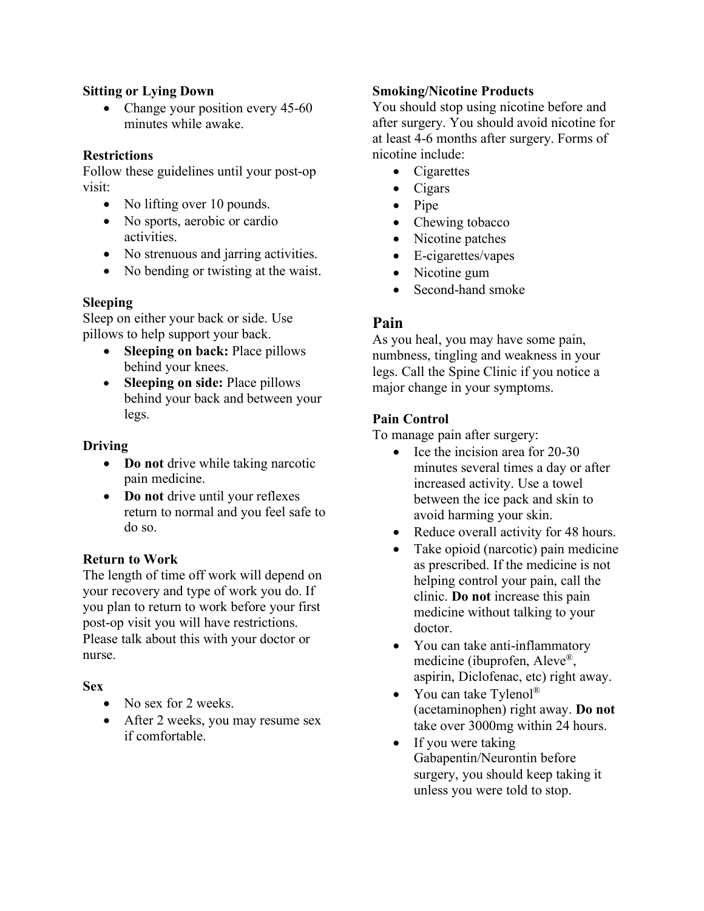**Sitting or Lying Down**

- Change your position every 45-60 minutes while awake.

**Restrictions**

Follow these guidelines until your post-op visit:

- No lifting over 10 pounds.
- No sports, aerobic or cardio activities.
- No strenuous and jarring activities.
- No bending or twisting at the waist.

**Sleeping**

Sleep on either your back or side. Use pillows to help support your back.

- **Sleeping on back:** Place pillows behind your knees.
- **Sleeping on side:** Place pillows behind your back and between your legs.

**Driving**

- **Do not** drive while taking narcotic pain medicine.
- **Do not** drive until your reflexes return to normal and you feel safe to do so.

**Return to Work**

The length of time off work will depend on your recovery and type of work you do. If you plan to return to work before your first post-op visit you will have restrictions. Please talk about this with your doctor or nurse.

**Sex**

- No sex for 2 weeks.
- After 2 weeks, you may resume sex if comfortable.

**Smoking/Nicotine Products**

You should stop using nicotine before and after surgery. You should avoid nicotine for at least 4-6 months after surgery. Forms of nicotine include:

- Cigarettes
- Cigars
- Pipe
- Chewing tobacco
- Nicotine patches
- E-cigarettes/vapes
- Nicotine gum
- Second-hand smoke

## Pain

As you heal, you may have some pain, numbness, tingling and weakness in your legs. Call the Spine Clinic if you notice a major change in your symptoms.

**Pain Control**

To manage pain after surgery:

- Ice the incision area for 20-30 minutes several times a day or after increased activity. Use a towel between the ice pack and skin to avoid harming your skin.
- Reduce overall activity for 48 hours.
- Take opioid (narcotic) pain medicine as prescribed. If the medicine is not helping control your pain, call the clinic. **Do not** increase this pain medicine without talking to your doctor.
- You can take anti-inflammatory medicine (ibuprofen, Aleve®, aspirin, Diclofenac, etc) right away.
- You can take Tylenol® (acetaminophen) right away. **Do not** take over 3000mg within 24 hours.
- If you were taking Gabapentin/Neurontin before surgery, you should keep taking it unless you were told to stop.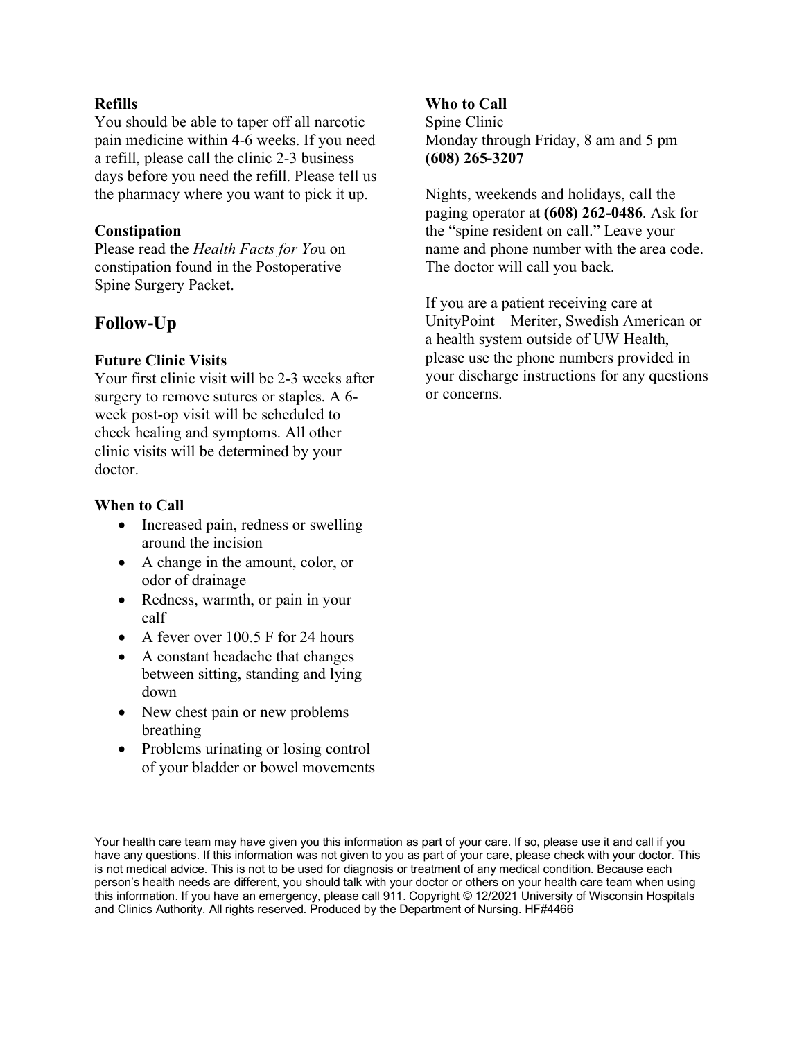### Refills

You should be able to taper off all narcotic pain medicine within 4-6 weeks. If you need a refill, please call the clinic 2-3 business days before you need the refill. Please tell us the pharmacy where you want to pick it up.

### Constipation

Please read the *Health Facts for You* on constipation found in the Postoperative Spine Surgery Packet.

## Follow-Up

### Future Clinic Visits

Your first clinic visit will be 2-3 weeks after surgery to remove sutures or staples. A 6-week post-op visit will be scheduled to check healing and symptoms. All other clinic visits will be determined by your doctor.

### When to Call

- Increased pain, redness or swelling around the incision
- A change in the amount, color, or odor of drainage
- Redness, warmth, or pain in your calf
- A fever over 100.5 F for 24 hours
- A constant headache that changes between sitting, standing and lying down
- New chest pain or new problems breathing
- Problems urinating or losing control of your bladder or bowel movements

### Who to Call

Spine Clinic
Monday through Friday, 8 am and 5 pm
**(608) 265-3207**

Nights, weekends and holidays, call the paging operator at **(608) 262-0486**. Ask for the "spine resident on call." Leave your name and phone number with the area code. The doctor will call you back.

If you are a patient receiving care at UnityPoint – Meriter, Swedish American or a health system outside of UW Health, please use the phone numbers provided in your discharge instructions for any questions or concerns.

Your health care team may have given you this information as part of your care. If so, please use it and call if you have any questions. If this information was not given to you as part of your care, please check with your doctor. This is not medical advice. This is not to be used for diagnosis or treatment of any medical condition. Because each person's health needs are different, you should talk with your doctor or others on your health care team when using this information. If you have an emergency, please call 911. Copyright © 12/2021 University of Wisconsin Hospitals and Clinics Authority. All rights reserved. Produced by the Department of Nursing. HF#4466